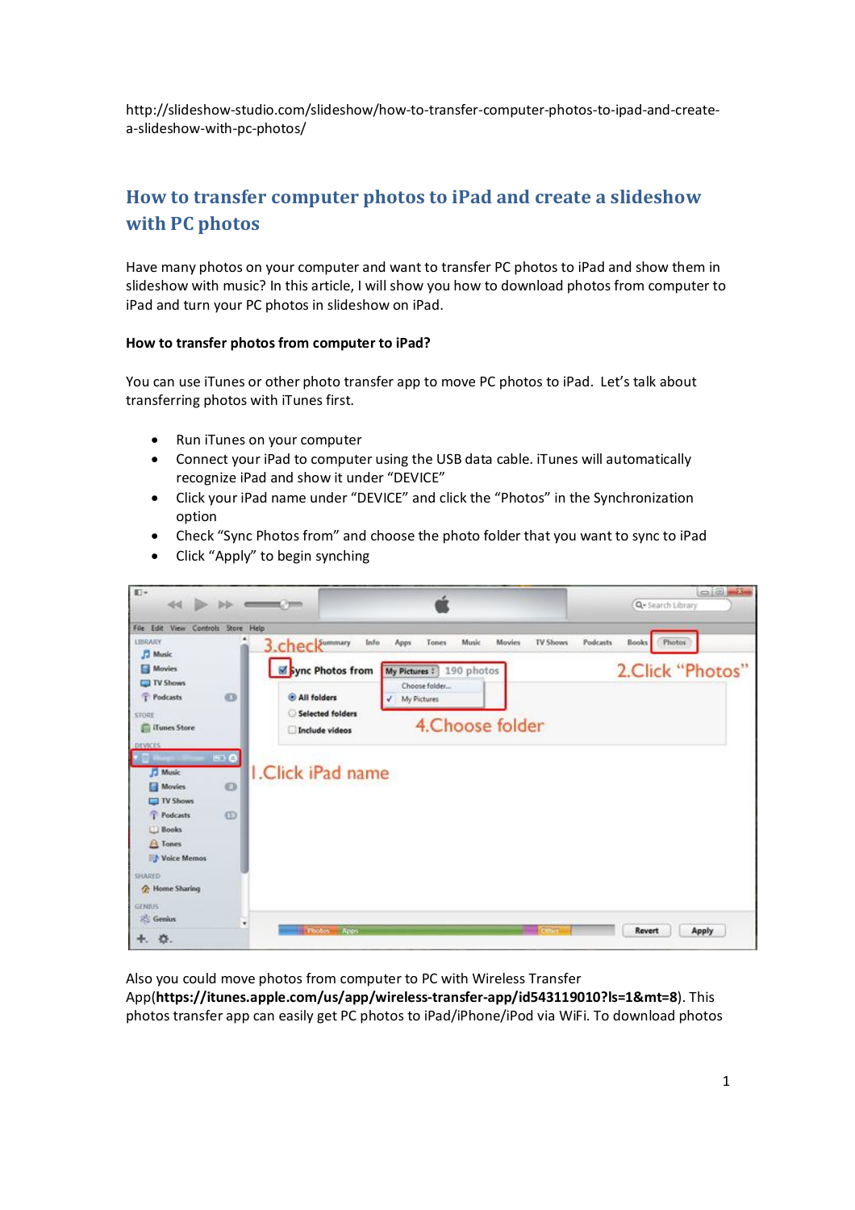http://slideshow-studio.com/slideshow/how-to-transfer-computer-photos-to-ipad-and-create-a-slideshow-with-pc-photos/

## How to transfer computer photos to iPad and create a slideshow with PC photos

Have many photos on your computer and want to transfer PC photos to iPad and show them in slideshow with music? In this article, I will show you how to download photos from computer to iPad and turn your PC photos in slideshow on iPad.

**How to transfer photos from computer to iPad?**

You can use iTunes or other photo transfer app to move PC photos to iPad. Let's talk about transferring photos with iTunes first.

- Run iTunes on your computer
- Connect your iPad to computer using the USB data cable. iTunes will automatically recognize iPad and show it under "DEVICE"
- Click your iPad name under "DEVICE" and click the "Photos" in the Synchronization option
- Check "Sync Photos from" and choose the photo folder that you want to sync to iPad
- Click "Apply" to begin synching

Also you could move photos from computer to PC with Wireless Transfer App(**https://itunes.apple.com/us/app/wireless-transfer-app/id543119010?ls=1&mt=8**). This photos transfer app can easily get PC photos to iPad/iPhone/iPod via WiFi. To download photos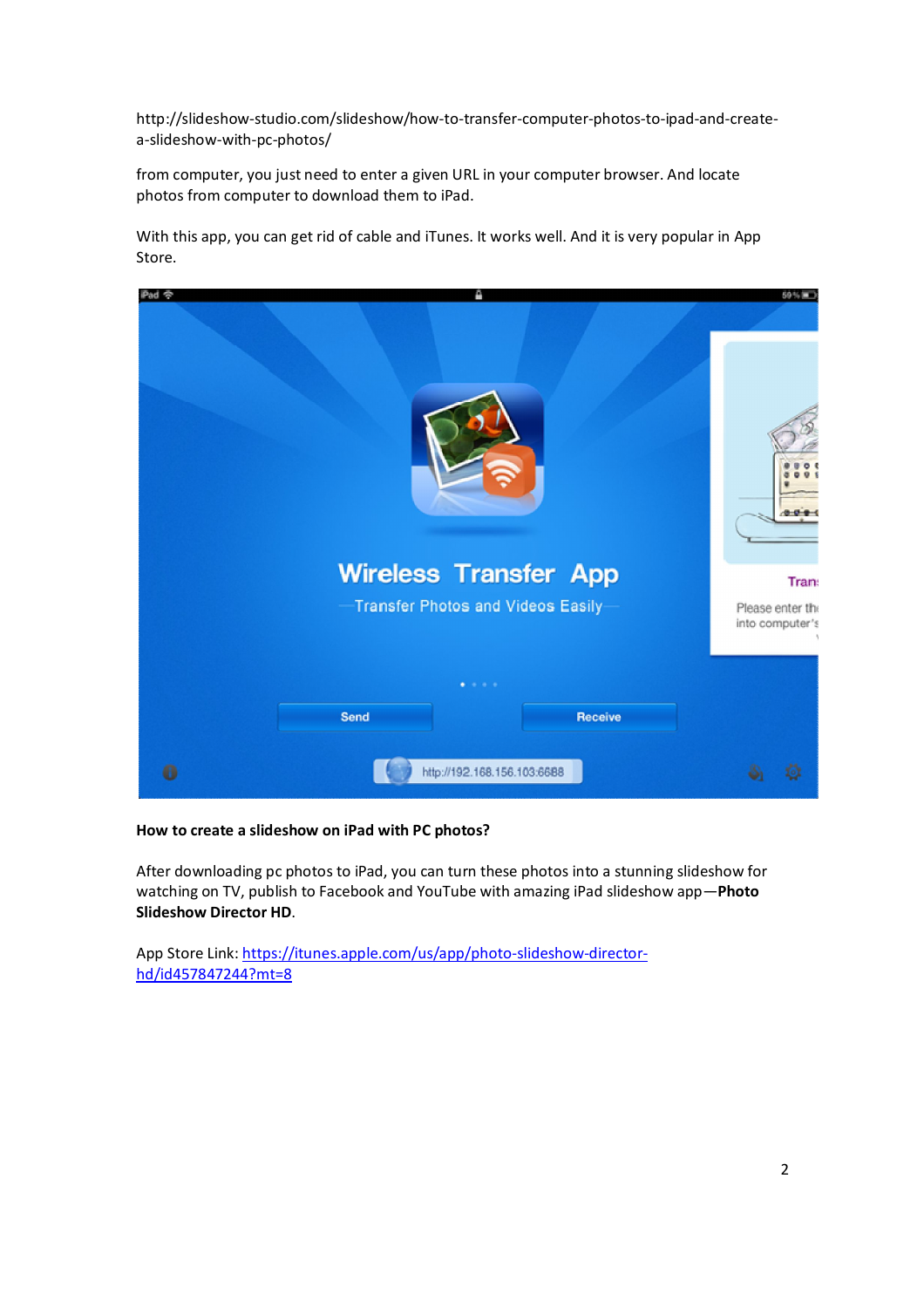http://slideshow-studio.com/slideshow/how-to-transfer-computer-photos-to-ipad-and-create-a-slideshow-with-pc-photos/

from computer, you just need to enter a given URL in your computer browser. And locate photos from computer to download them to iPad.

With this app, you can get rid of cable and iTunes. It works well. And it is very popular in App Store.

**How to create a slideshow on iPad with PC photos?**

After downloading pc photos to iPad, you can turn these photos into a stunning slideshow for watching on TV, publish to Facebook and YouTube with amazing iPad slideshow app—**Photo Slideshow Director HD**.

App Store Link: [https://itunes.apple.com/us/app/photo-slideshow-director-hd/id457847244?mt=8](https://itunes.apple.com/us/app/photo-slideshow-director-hd/id457847244?mt=8)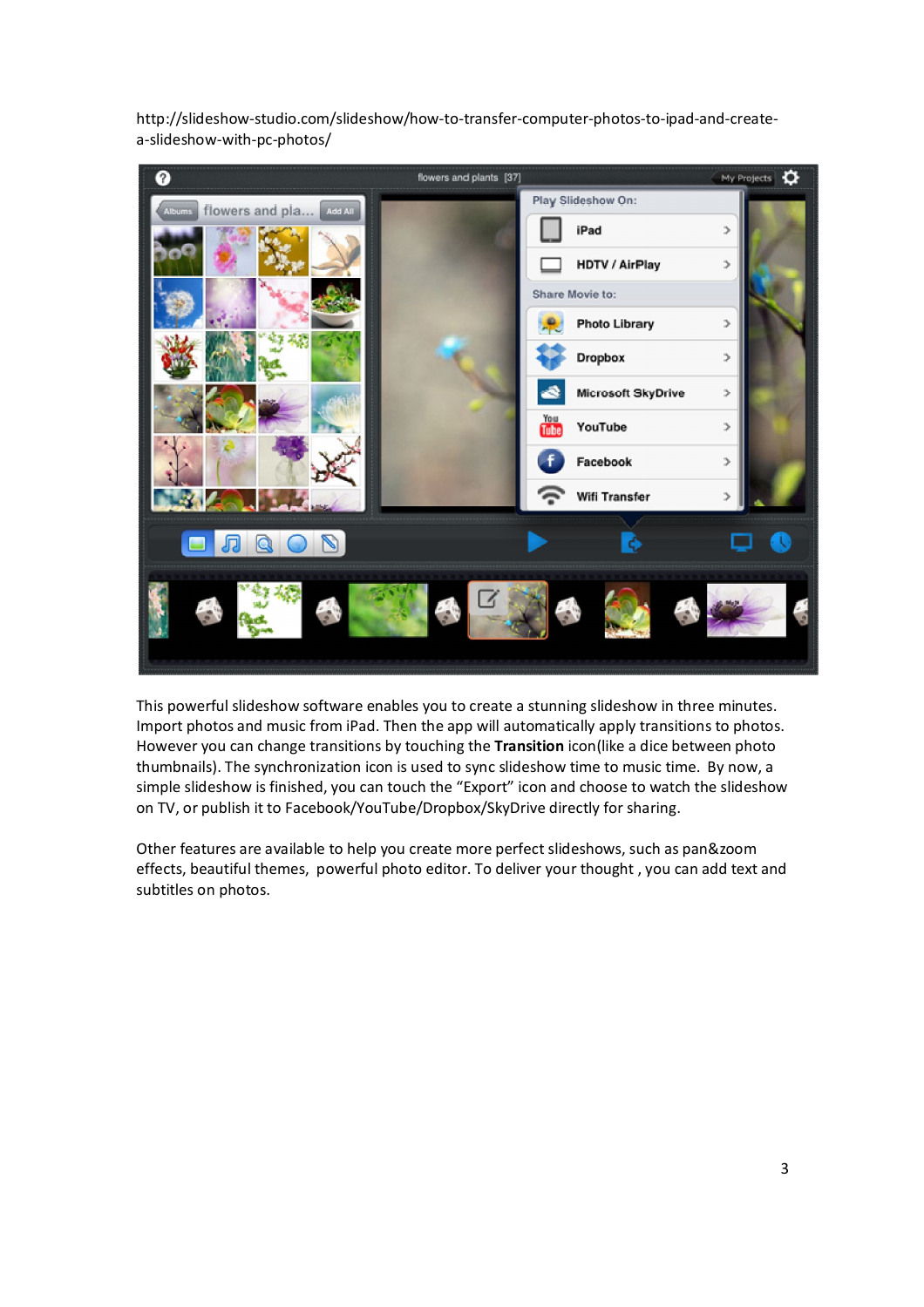http://slideshow-studio.com/slideshow/how-to-transfer-computer-photos-to-ipad-and-create-a-slideshow-with-pc-photos/

This powerful slideshow software enables you to create a stunning slideshow in three minutes. Import photos and music from iPad. Then the app will automatically apply transitions to photos. However you can change transitions by touching the **Transition** icon(like a dice between photo thumbnails). The synchronization icon is used to sync slideshow time to music time. By now, a simple slideshow is finished, you can touch the "Export" icon and choose to watch the slideshow on TV, or publish it to Facebook/YouTube/Dropbox/SkyDrive directly for sharing.

Other features are available to help you create more perfect slideshows, such as pan&zoom effects, beautiful themes, powerful photo editor. To deliver your thought , you can add text and subtitles on photos.